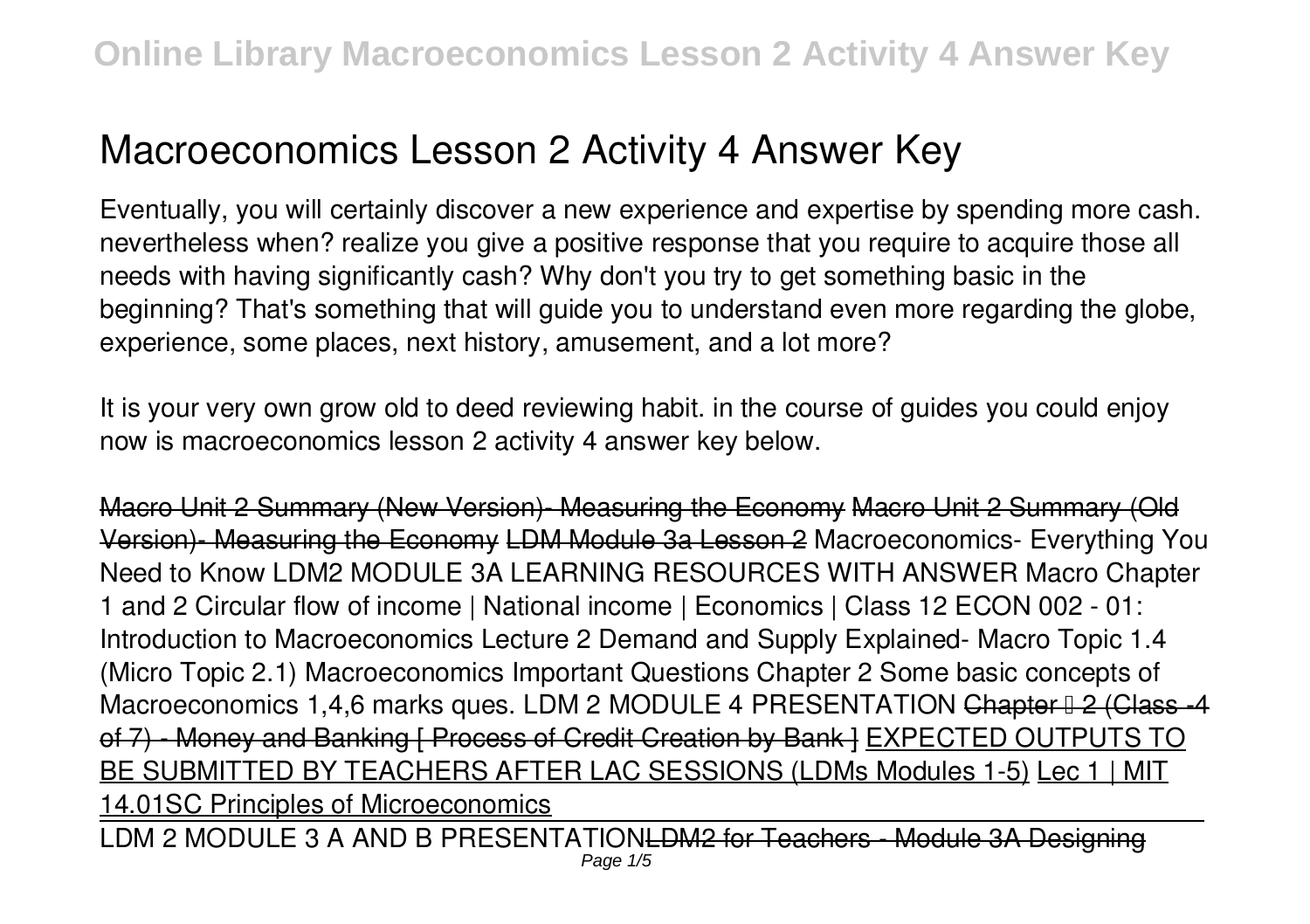# Macroeconomics Lesson 2 Activity 4 Answer Key

Eventually, you will certainly discover a new experience and expertise by spending more cash. nevertheless when? realize you give a positive response that you require to acquire those all needs with having significantly cash? Why don't you try to get something basic in the beginning? That's something that will guide you to understand even more regarding the globe, experience, some places, next history, amusement, and a lot more?

It is your very own grow old to deed reviewing habit. in the course of guides you could enjoy now is **macroeconomics lesson 2 activity 4 answer key** below.

Macro Unit 2 Summary (New Version)- Measuring the Economy Macro Unit 2 Summary (Old Version)- Measuring the Economy LDM Module 3a Lesson 2 *Macroeconomics- Everything You Need to Know* *LDM2 MODULE 3A LEARNING RESOURCES WITH ANSWER* *Macro Chapter 1 and 2* *Circular flow of income | National income | Economics | Class 12* *ECON 002 - 01: Introduction to Macroeconomics Lecture 2* *Demand and Supply Explained- Macro Topic 1.4 (Micro Topic 2.1)* *Macroeconomics Important Questions Chapter 2 Some basic concepts of Macroeconomics 1,4,6 marks ques.* *LDM 2 MODULE 4 PRESENTATION* Chapter – 2 (Class -4 of 7) - Money and Banking [ Process of Credit Creation by Bank ] EXPECTED OUTPUTS TO BE SUBMITTED BY TEACHERS AFTER LAC SESSIONS (LDMs Modules 1-5) Lec 1 | MIT 14.01SC Principles of Microeconomics

LDM 2 MODULE 3 A AND B PRESENTATIONLDM2 for Teachers - Module 3A Designing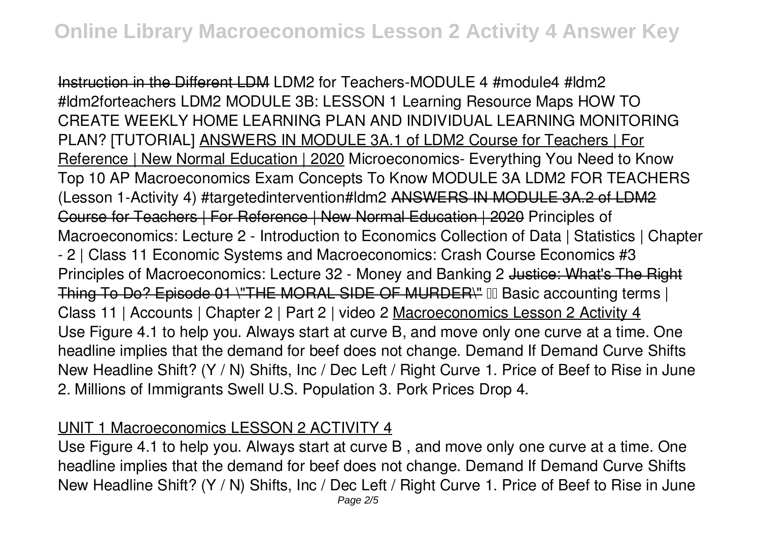Instruction in the Different LDM LDM2 for Teachers-MODULE 4 #module4 #ldm2 #ldm2forteachers LDM2 MODULE 3B: LESSON 1 Learning Resource Maps HOW TO CREATE WEEKLY HOME LEARNING PLAN AND INDIVIDUAL LEARNING MONITORING PLAN? [TUTORIAL] ANSWERS IN MODULE 3A.1 of LDM2 Course for Teachers | For Reference | New Normal Education | 2020 Microeconomics- Everything You Need to Know Top 10 AP Macroeconomics Exam Concepts To Know MODULE 3A LDM2 FOR TEACHERS (Lesson 1-Activity 4) #targetedintervention#ldm2 ~~ANSWERS IN MODULE 3A.2 of LDM2 Course for Teachers | For Reference | New Normal Education | 2020~~ Principles of Macroeconomics: Lecture 2 - Introduction to Economics Collection of Data | Statistics | Chapter - 2 | Class 11 Economic Systems and Macroeconomics: Crash Course Economics #3 Principles of Macroeconomics: Lecture 32 - Money and Banking 2 ~~Justice: What's The Right Thing To Do? Episode 01 \"THE MORAL SIDE OF MURDER\"~~ Basic accounting terms | Class 11 | Accounts | Chapter 2 | Part 2 | video 2 Macroeconomics Lesson 2 Activity 4

Use Figure 4.1 to help you. Always start at curve B, and move only one curve at a time. One headline implies that the demand for beef does not change. Demand If Demand Curve Shifts New Headline Shift? (Y / N) Shifts, Inc / Dec Left / Right Curve 1. Price of Beef to Rise in June 2. Millions of Immigrants Swell U.S. Population 3. Pork Prices Drop 4.

## UNIT 1 Macroeconomics LESSON 2 ACTIVITY 4

Use Figure 4.1 to help you. Always start at curve B , and move only one curve at a time. One headline implies that the demand for beef does not change. Demand If Demand Curve Shifts New Headline Shift? (Y / N) Shifts, Inc / Dec Left / Right Curve 1. Price of Beef to Rise in June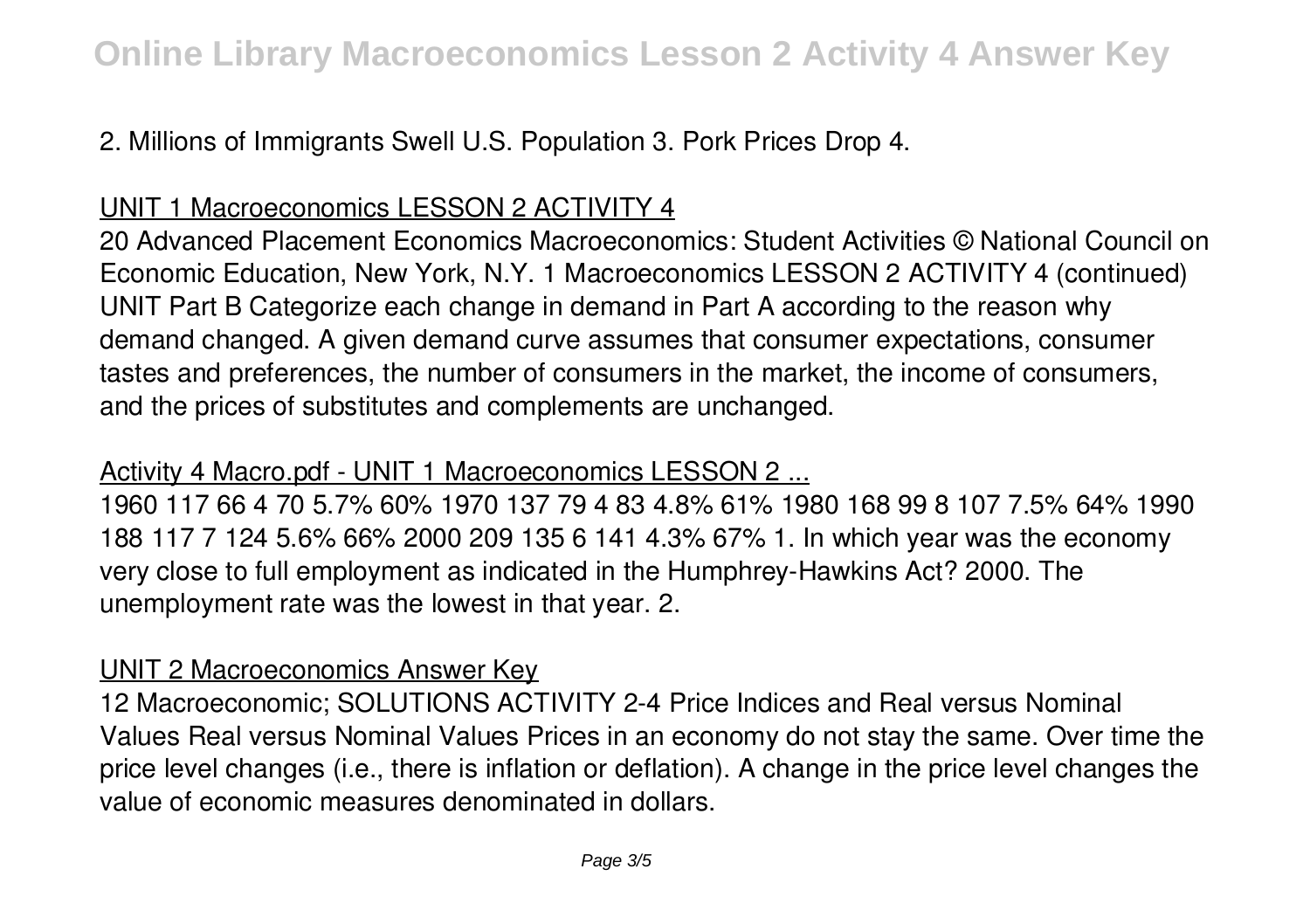2. Millions of Immigrants Swell U.S. Population 3. Pork Prices Drop 4.

## UNIT 1 Macroeconomics LESSON 2 ACTIVITY 4

20 Advanced Placement Economics Macroeconomics: Student Activities © National Council on Economic Education, New York, N.Y. 1 Macroeconomics LESSON 2 ACTIVITY 4 (continued) UNIT Part B Categorize each change in demand in Part A according to the reason why demand changed. A given demand curve assumes that consumer expectations, consumer tastes and preferences, the number of consumers in the market, the income of consumers, and the prices of substitutes and complements are unchanged.

## Activity 4 Macro.pdf - UNIT 1 Macroeconomics LESSON 2 ...

1960 117 66 4 70 5.7% 60% 1970 137 79 4 83 4.8% 61% 1980 168 99 8 107 7.5% 64% 1990 188 117 7 124 5.6% 66% 2000 209 135 6 141 4.3% 67% 1. In which year was the economy very close to full employment as indicated in the Humphrey-Hawkins Act? 2000. The unemployment rate was the lowest in that year. 2.

## UNIT 2 Macroeconomics Answer Key

12 Macroeconomic; SOLUTIONS ACTIVITY 2-4 Price Indices and Real versus Nominal Values Real versus Nominal Values Prices in an economy do not stay the same. Over time the price level changes (i.e., there is inflation or deflation). A change in the price level changes the value of economic measures denominated in dollars.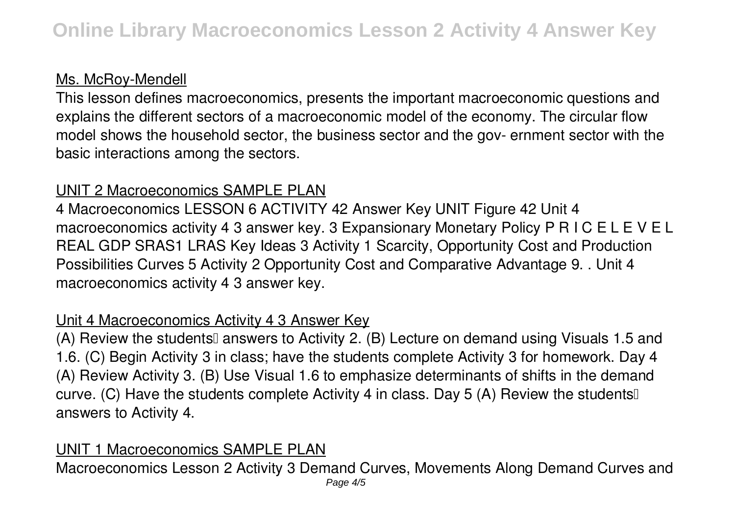## Ms. McRoy-Mendell

This lesson defines macroeconomics, presents the important macroeconomic questions and explains the different sectors of a macroeconomic model of the economy. The circular flow model shows the household sector, the business sector and the gov- ernment sector with the basic interactions among the sectors.

## UNIT 2 Macroeconomics SAMPLE PLAN

4 Macroeconomics LESSON 6 ACTIVITY 42 Answer Key UNIT Figure 42 Unit 4 macroeconomics activity 4 3 answer key. 3 Expansionary Monetary Policy P R I C E L E V E L REAL GDP SRAS1 LRAS Key Ideas 3 Activity 1 Scarcity, Opportunity Cost and Production Possibilities Curves 5 Activity 2 Opportunity Cost and Comparative Advantage 9. . Unit 4 macroeconomics activity 4 3 answer key.

## Unit 4 Macroeconomics Activity 4 3 Answer Key

(A) Review the students' answers to Activity 2. (B) Lecture on demand using Visuals 1.5 and 1.6. (C) Begin Activity 3 in class; have the students complete Activity 3 for homework. Day 4 (A) Review Activity 3. (B) Use Visual 1.6 to emphasize determinants of shifts in the demand curve. (C) Have the students complete Activity 4 in class. Day 5 (A) Review the students' answers to Activity 4.

## UNIT 1 Macroeconomics SAMPLE PLAN

Macroeconomics Lesson 2 Activity 3 Demand Curves, Movements Along Demand Curves and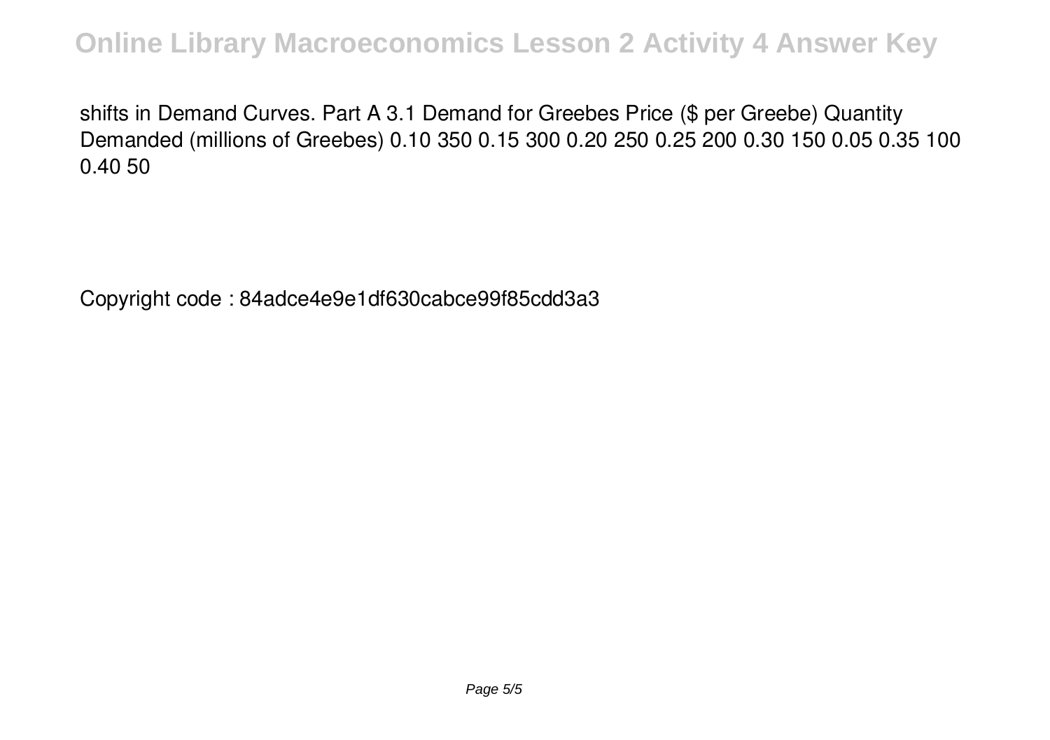shifts in Demand Curves. Part A 3.1 Demand for Greebes Price ($ per Greebe) Quantity Demanded (millions of Greebes) 0.10 350 0.15 300 0.20 250 0.25 200 0.30 150 0.05 0.35 100 0.40 50

Copyright code : 84adce4e9e1df630cabce99f85cdd3a3